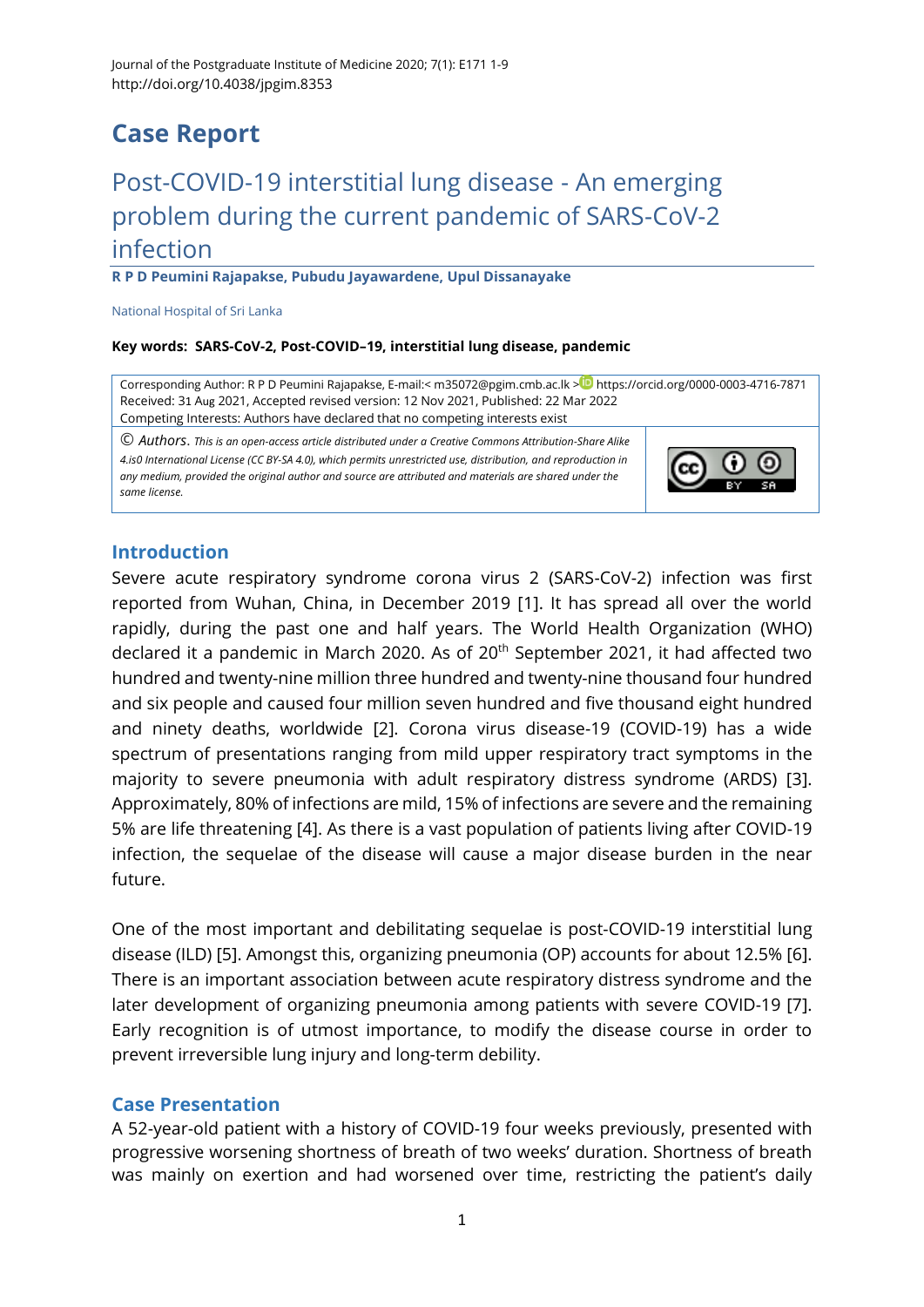# Case Report

## Post-COVID-19 interstitial lung disease - An emerging problem during the current pandemic of SARS-CoV-2 infection

**R P D Peumini Rajapakse, Pubudu Jayawardene, Upul Dissanayake**

National Hospital of Sri Lanka

**Key words: SARS-CoV-2, Post-COVID–19, interstitial lung disease, pandemic**

Corresponding Author: R P D Peumini Rajapakse, E-mail:< m35072@pgim.cmb.ac.lk > https://orcid.org/0000-0003-4716-7871
Received: 31 Aug 2021, Accepted revised version: 12 Nov 2021, Published: 22 Mar 2022
Competing Interests: Authors have declared that no competing interests exist

© Authors. *This is an open-access article distributed under a Creative Commons Attribution-Share Alike 4.is0 International License (CC BY-SA 4.0), which permits unrestricted use, distribution, and reproduction in any medium, provided the original author and source are attributed and materials are shared under the same license.*

### Introduction

Severe acute respiratory syndrome corona virus 2 (SARS-CoV-2) infection was first reported from Wuhan, China, in December 2019 [1]. It has spread all over the world rapidly, during the past one and half years. The World Health Organization (WHO) declared it a pandemic in March 2020. As of 20th September 2021, it had affected two hundred and twenty-nine million three hundred and twenty-nine thousand four hundred and six people and caused four million seven hundred and five thousand eight hundred and ninety deaths, worldwide [2]. Corona virus disease-19 (COVID-19) has a wide spectrum of presentations ranging from mild upper respiratory tract symptoms in the majority to severe pneumonia with adult respiratory distress syndrome (ARDS) [3]. Approximately, 80% of infections are mild, 15% of infections are severe and the remaining 5% are life threatening [4]. As there is a vast population of patients living after COVID-19 infection, the sequelae of the disease will cause a major disease burden in the near future.

One of the most important and debilitating sequelae is post-COVID-19 interstitial lung disease (ILD) [5]. Amongst this, organizing pneumonia (OP) accounts for about 12.5% [6]. There is an important association between acute respiratory distress syndrome and the later development of organizing pneumonia among patients with severe COVID-19 [7]. Early recognition is of utmost importance, to modify the disease course in order to prevent irreversible lung injury and long-term debility.

### Case Presentation

A 52-year-old patient with a history of COVID-19 four weeks previously, presented with progressive worsening shortness of breath of two weeks' duration. Shortness of breath was mainly on exertion and had worsened over time, restricting the patient's daily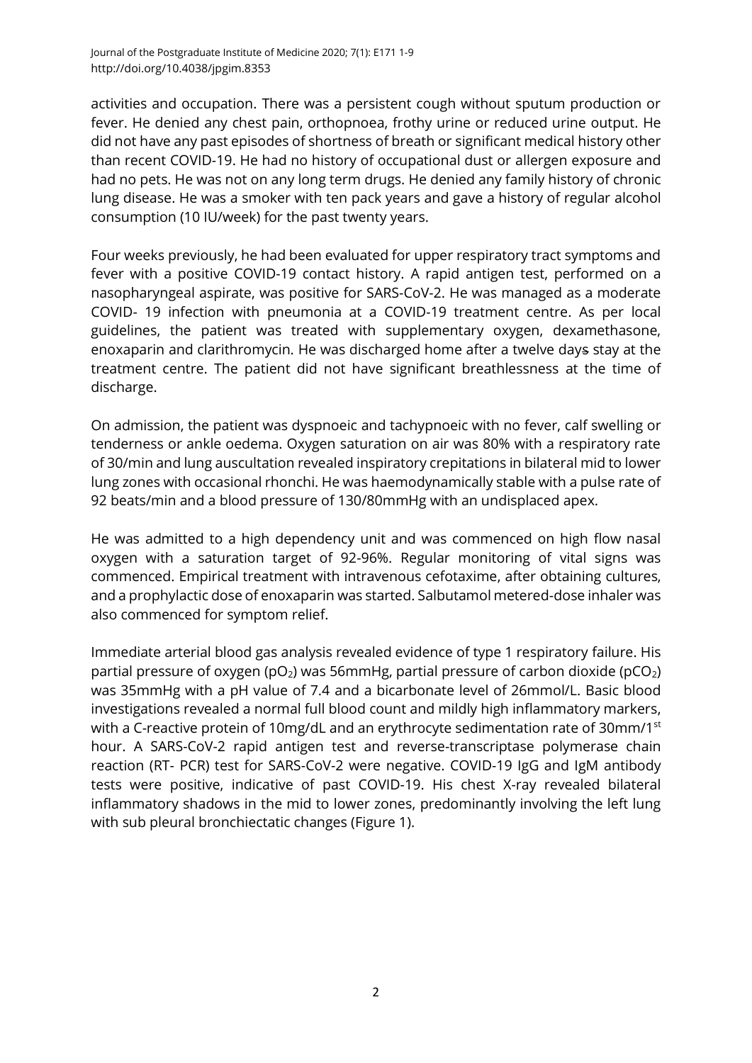activities and occupation. There was a persistent cough without sputum production or fever. He denied any chest pain, orthopnoea, frothy urine or reduced urine output. He did not have any past episodes of shortness of breath or significant medical history other than recent COVID-19. He had no history of occupational dust or allergen exposure and had no pets. He was not on any long term drugs. He denied any family history of chronic lung disease. He was a smoker with ten pack years and gave a history of regular alcohol consumption (10 IU/week) for the past twenty years.

Four weeks previously, he had been evaluated for upper respiratory tract symptoms and fever with a positive COVID-19 contact history. A rapid antigen test, performed on a nasopharyngeal aspirate, was positive for SARS-CoV-2. He was managed as a moderate COVID- 19 infection with pneumonia at a COVID-19 treatment centre. As per local guidelines, the patient was treated with supplementary oxygen, dexamethasone, enoxaparin and clarithromycin. He was discharged home after a twelve days stay at the treatment centre. The patient did not have significant breathlessness at the time of discharge.

On admission, the patient was dyspnoeic and tachypnoeic with no fever, calf swelling or tenderness or ankle oedema. Oxygen saturation on air was 80% with a respiratory rate of 30/min and lung auscultation revealed inspiratory crepitations in bilateral mid to lower lung zones with occasional rhonchi. He was haemodynamically stable with a pulse rate of 92 beats/min and a blood pressure of 130/80mmHg with an undisplaced apex.

He was admitted to a high dependency unit and was commenced on high flow nasal oxygen with a saturation target of 92-96%. Regular monitoring of vital signs was commenced. Empirical treatment with intravenous cefotaxime, after obtaining cultures, and a prophylactic dose of enoxaparin was started. Salbutamol metered-dose inhaler was also commenced for symptom relief.

Immediate arterial blood gas analysis revealed evidence of type 1 respiratory failure. His partial pressure of oxygen ($pO_2$) was 56mmHg, partial pressure of carbon dioxide ($pCO_2$) was 35mmHg with a pH value of 7.4 and a bicarbonate level of 26mmol/L. Basic blood investigations revealed a normal full blood count and mildly high inflammatory markers, with a C-reactive protein of 10mg/dL and an erythrocyte sedimentation rate of 30mm/1$^{st}$ hour. A SARS-CoV-2 rapid antigen test and reverse-transcriptase polymerase chain reaction (RT- PCR) test for SARS-CoV-2 were negative. COVID-19 IgG and IgM antibody tests were positive, indicative of past COVID-19. His chest X-ray revealed bilateral inflammatory shadows in the mid to lower zones, predominantly involving the left lung with sub pleural bronchiectatic changes (Figure 1).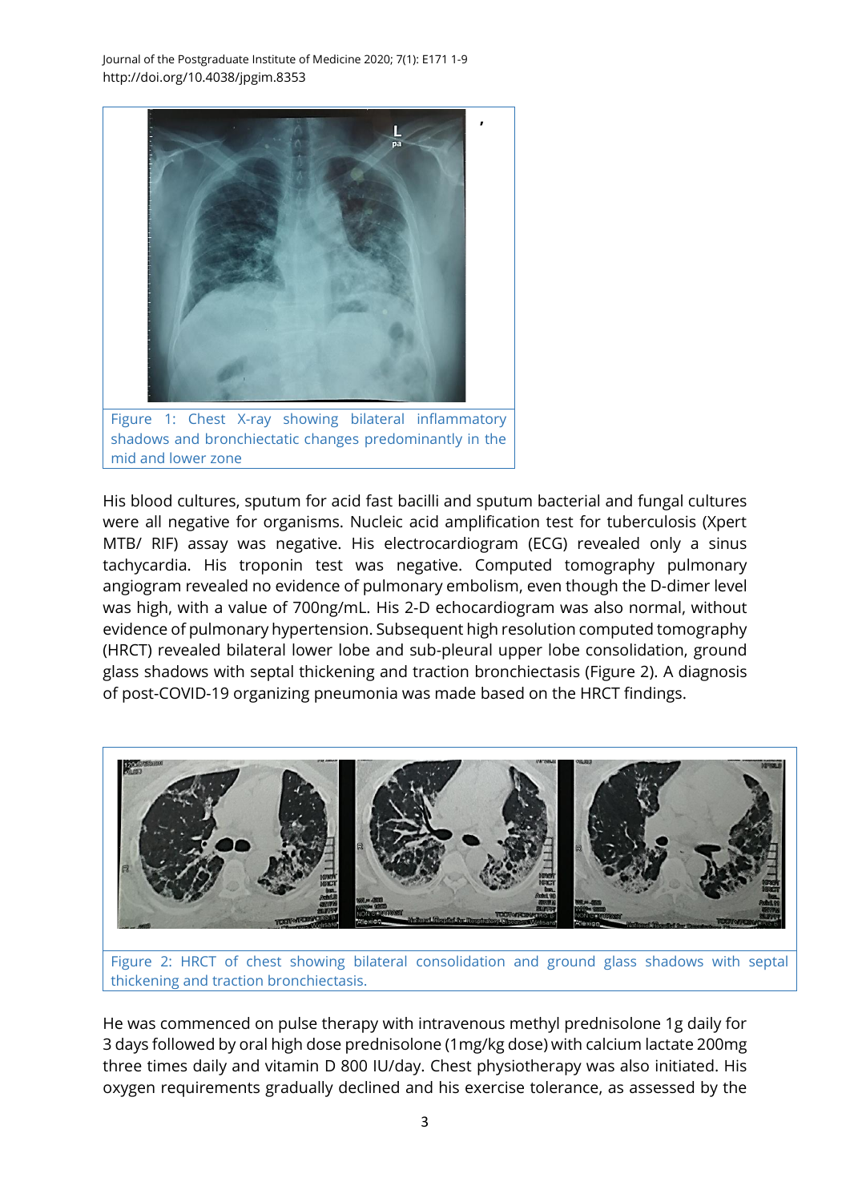Figure 1: Chest X-ray showing bilateral inflammatory shadows and bronchiectatic changes predominantly in the mid and lower zone

His blood cultures, sputum for acid fast bacilli and sputum bacterial and fungal cultures were all negative for organisms. Nucleic acid amplification test for tuberculosis (Xpert MTB/ RIF) assay was negative. His electrocardiogram (ECG) revealed only a sinus tachycardia. His troponin test was negative. Computed tomography pulmonary angiogram revealed no evidence of pulmonary embolism, even though the D-dimer level was high, with a value of 700ng/mL. His 2-D echocardiogram was also normal, without evidence of pulmonary hypertension. Subsequent high resolution computed tomography (HRCT) revealed bilateral lower lobe and sub-pleural upper lobe consolidation, ground glass shadows with septal thickening and traction bronchiectasis (Figure 2). A diagnosis of post-COVID-19 organizing pneumonia was made based on the HRCT findings.

Figure 2: HRCT of chest showing bilateral consolidation and ground glass shadows with septal thickening and traction bronchiectasis.

He was commenced on pulse therapy with intravenous methyl prednisolone 1g daily for 3 days followed by oral high dose prednisolone (1mg/kg dose) with calcium lactate 200mg three times daily and vitamin D 800 IU/day. Chest physiotherapy was also initiated. His oxygen requirements gradually declined and his exercise tolerance, as assessed by the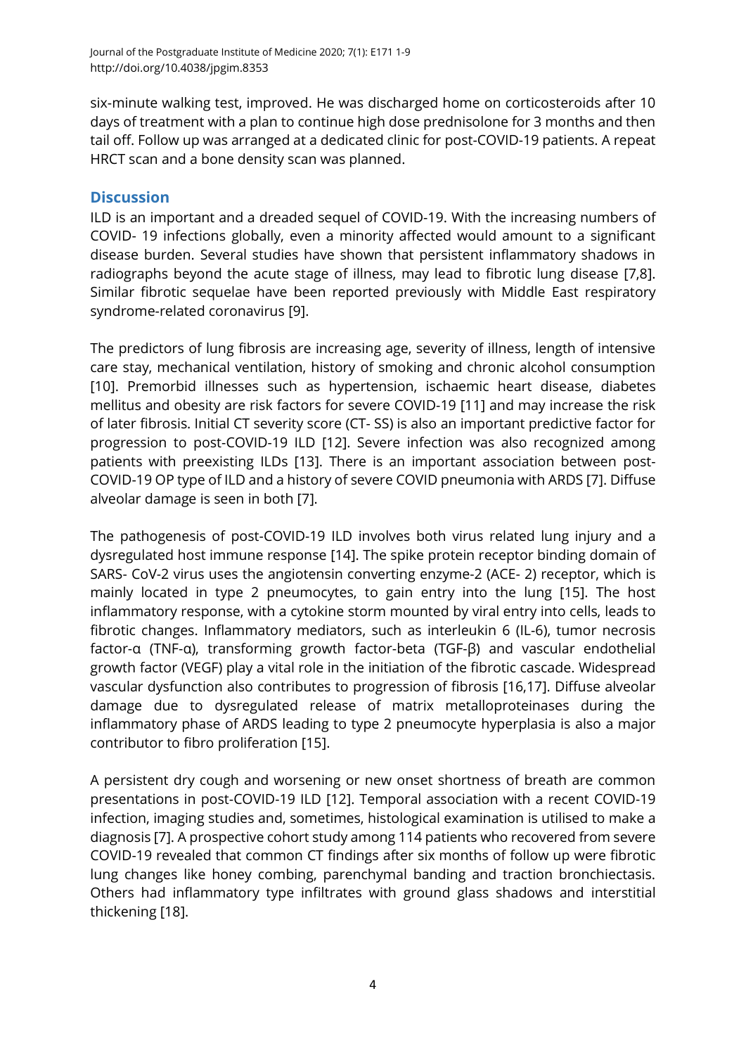six-minute walking test, improved. He was discharged home on corticosteroids after 10 days of treatment with a plan to continue high dose prednisolone for 3 months and then tail off. Follow up was arranged at a dedicated clinic for post-COVID-19 patients. A repeat HRCT scan and a bone density scan was planned.

## Discussion

ILD is an important and a dreaded sequel of COVID-19. With the increasing numbers of COVID- 19 infections globally, even a minority affected would amount to a significant disease burden. Several studies have shown that persistent inflammatory shadows in radiographs beyond the acute stage of illness, may lead to fibrotic lung disease [7,8]. Similar fibrotic sequelae have been reported previously with Middle East respiratory syndrome-related coronavirus [9].

The predictors of lung fibrosis are increasing age, severity of illness, length of intensive care stay, mechanical ventilation, history of smoking and chronic alcohol consumption [10]. Premorbid illnesses such as hypertension, ischaemic heart disease, diabetes mellitus and obesity are risk factors for severe COVID-19 [11] and may increase the risk of later fibrosis. Initial CT severity score (CT- SS) is also an important predictive factor for progression to post-COVID-19 ILD [12]. Severe infection was also recognized among patients with preexisting ILDs [13]. There is an important association between post-COVID-19 OP type of ILD and a history of severe COVID pneumonia with ARDS [7]. Diffuse alveolar damage is seen in both [7].

The pathogenesis of post-COVID-19 ILD involves both virus related lung injury and a dysregulated host immune response [14]. The spike protein receptor binding domain of SARS- CoV-2 virus uses the angiotensin converting enzyme-2 (ACE- 2) receptor, which is mainly located in type 2 pneumocytes, to gain entry into the lung [15]. The host inflammatory response, with a cytokine storm mounted by viral entry into cells, leads to fibrotic changes. Inflammatory mediators, such as interleukin 6 (IL-6), tumor necrosis factor-α (TNF-α), transforming growth factor-beta (TGF-β) and vascular endothelial growth factor (VEGF) play a vital role in the initiation of the fibrotic cascade. Widespread vascular dysfunction also contributes to progression of fibrosis [16,17]. Diffuse alveolar damage due to dysregulated release of matrix metalloproteinases during the inflammatory phase of ARDS leading to type 2 pneumocyte hyperplasia is also a major contributor to fibro proliferation [15].

A persistent dry cough and worsening or new onset shortness of breath are common presentations in post-COVID-19 ILD [12]. Temporal association with a recent COVID-19 infection, imaging studies and, sometimes, histological examination is utilised to make a diagnosis [7]. A prospective cohort study among 114 patients who recovered from severe COVID-19 revealed that common CT findings after six months of follow up were fibrotic lung changes like honey combing, parenchymal banding and traction bronchiectasis. Others had inflammatory type infiltrates with ground glass shadows and interstitial thickening [18].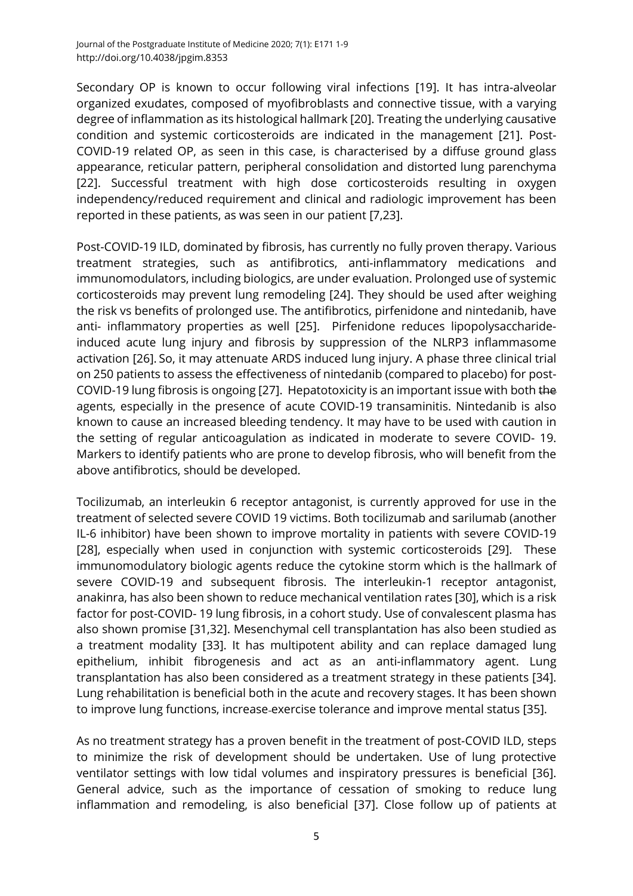Secondary OP is known to occur following viral infections [19]. It has intra-alveolar organized exudates, composed of myofibroblasts and connective tissue, with a varying degree of inflammation as its histological hallmark [20]. Treating the underlying causative condition and systemic corticosteroids are indicated in the management [21]. Post-COVID-19 related OP, as seen in this case, is characterised by a diffuse ground glass appearance, reticular pattern, peripheral consolidation and distorted lung parenchyma [22]. Successful treatment with high dose corticosteroids resulting in oxygen independency/reduced requirement and clinical and radiologic improvement has been reported in these patients, as was seen in our patient [7,23].

Post-COVID-19 ILD, dominated by fibrosis, has currently no fully proven therapy. Various treatment strategies, such as antifibrotics, anti-inflammatory medications and immunomodulators, including biologics, are under evaluation. Prolonged use of systemic corticosteroids may prevent lung remodeling [24]. They should be used after weighing the risk vs benefits of prolonged use. The antifibrotics, pirfenidone and nintedanib, have anti- inflammatory properties as well [25]. Pirfenidone reduces lipopolysaccharide-induced acute lung injury and fibrosis by suppression of the NLRP3 inflammasome activation [26]. So, it may attenuate ARDS induced lung injury. A phase three clinical trial on 250 patients to assess the effectiveness of nintedanib (compared to placebo) for post-COVID-19 lung fibrosis is ongoing [27]. Hepatotoxicity is an important issue with both ~~the~~ agents, especially in the presence of acute COVID-19 transaminitis. Nintedanib is also known to cause an increased bleeding tendency. It may have to be used with caution in the setting of regular anticoagulation as indicated in moderate to severe COVID- 19. Markers to identify patients who are prone to develop fibrosis, who will benefit from the above antifibrotics, should be developed.

Tocilizumab, an interleukin 6 receptor antagonist, is currently approved for use in the treatment of selected severe COVID 19 victims. Both tocilizumab and sarilumab (another IL-6 inhibitor) have been shown to improve mortality in patients with severe COVID-19 [28], especially when used in conjunction with systemic corticosteroids [29]. These immunomodulatory biologic agents reduce the cytokine storm which is the hallmark of severe COVID-19 and subsequent fibrosis. The interleukin-1 receptor antagonist, anakinra, has also been shown to reduce mechanical ventilation rates [30], which is a risk factor for post-COVID- 19 lung fibrosis, in a cohort study. Use of convalescent plasma has also shown promise [31,32]. Mesenchymal cell transplantation has also been studied as a treatment modality [33]. It has multipotent ability and can replace damaged lung epithelium, inhibit fibrogenesis and act as an anti-inflammatory agent. Lung transplantation has also been considered as a treatment strategy in these patients [34]. Lung rehabilitation is beneficial both in the acute and recovery stages. It has been shown to improve lung functions, increase exercise tolerance and improve mental status [35].

As no treatment strategy has a proven benefit in the treatment of post-COVID ILD, steps to minimize the risk of development should be undertaken. Use of lung protective ventilator settings with low tidal volumes and inspiratory pressures is beneficial [36]. General advice, such as the importance of cessation of smoking to reduce lung inflammation and remodeling, is also beneficial [37]. Close follow up of patients at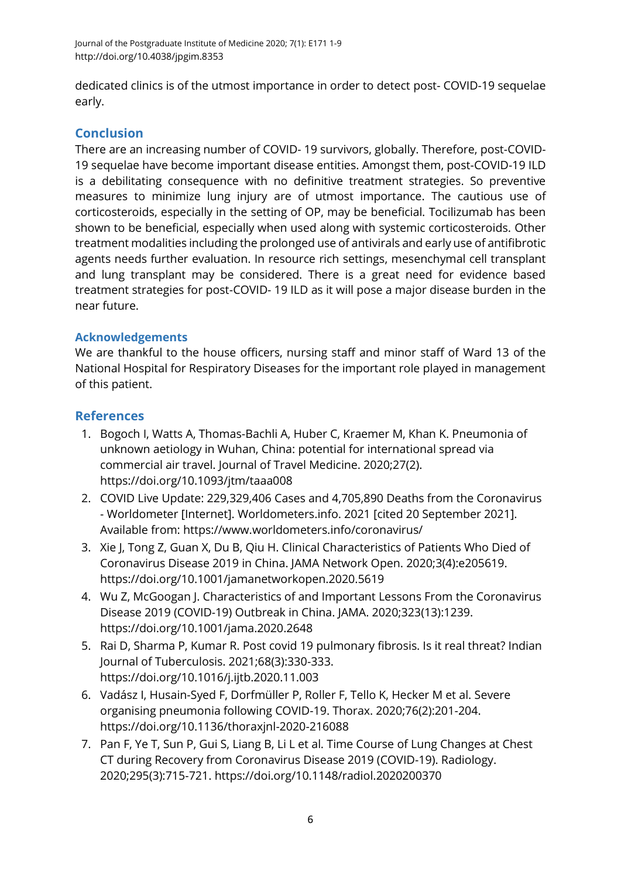dedicated clinics is of the utmost importance in order to detect post- COVID-19 sequelae early.

## Conclusion

There are an increasing number of COVID- 19 survivors, globally. Therefore, post-COVID-19 sequelae have become important disease entities. Amongst them, post-COVID-19 ILD is a debilitating consequence with no definitive treatment strategies. So preventive measures to minimize lung injury are of utmost importance. The cautious use of corticosteroids, especially in the setting of OP, may be beneficial. Tocilizumab has been shown to be beneficial, especially when used along with systemic corticosteroids. Other treatment modalities including the prolonged use of antivirals and early use of antifibrotic agents needs further evaluation. In resource rich settings, mesenchymal cell transplant and lung transplant may be considered. There is a great need for evidence based treatment strategies for post-COVID- 19 ILD as it will pose a major disease burden in the near future.

### Acknowledgements

We are thankful to the house officers, nursing staff and minor staff of Ward 13 of the National Hospital for Respiratory Diseases for the important role played in management of this patient.

## References

1. Bogoch I, Watts A, Thomas-Bachli A, Huber C, Kraemer M, Khan K. Pneumonia of unknown aetiology in Wuhan, China: potential for international spread via commercial air travel. Journal of Travel Medicine. 2020;27(2). https://doi.org/10.1093/jtm/taaa008
2. COVID Live Update: 229,329,406 Cases and 4,705,890 Deaths from the Coronavirus - Worldometer [Internet]. Worldometers.info. 2021 [cited 20 September 2021]. Available from: https://www.worldometers.info/coronavirus/
3. Xie J, Tong Z, Guan X, Du B, Qiu H. Clinical Characteristics of Patients Who Died of Coronavirus Disease 2019 in China. JAMA Network Open. 2020;3(4):e205619. https://doi.org/10.1001/jamanetworkopen.2020.5619
4. Wu Z, McGoogan J. Characteristics of and Important Lessons From the Coronavirus Disease 2019 (COVID-19) Outbreak in China. JAMA. 2020;323(13):1239. https://doi.org/10.1001/jama.2020.2648
5. Rai D, Sharma P, Kumar R. Post covid 19 pulmonary fibrosis. Is it real threat? Indian Journal of Tuberculosis. 2021;68(3):330-333. https://doi.org/10.1016/j.ijtb.2020.11.003
6. Vadász I, Husain-Syed F, Dorfmüller P, Roller F, Tello K, Hecker M et al. Severe organising pneumonia following COVID-19. Thorax. 2020;76(2):201-204. https://doi.org/10.1136/thoraxjnl-2020-216088
7. Pan F, Ye T, Sun P, Gui S, Liang B, Li L et al. Time Course of Lung Changes at Chest CT during Recovery from Coronavirus Disease 2019 (COVID-19). Radiology. 2020;295(3):715-721. https://doi.org/10.1148/radiol.2020200370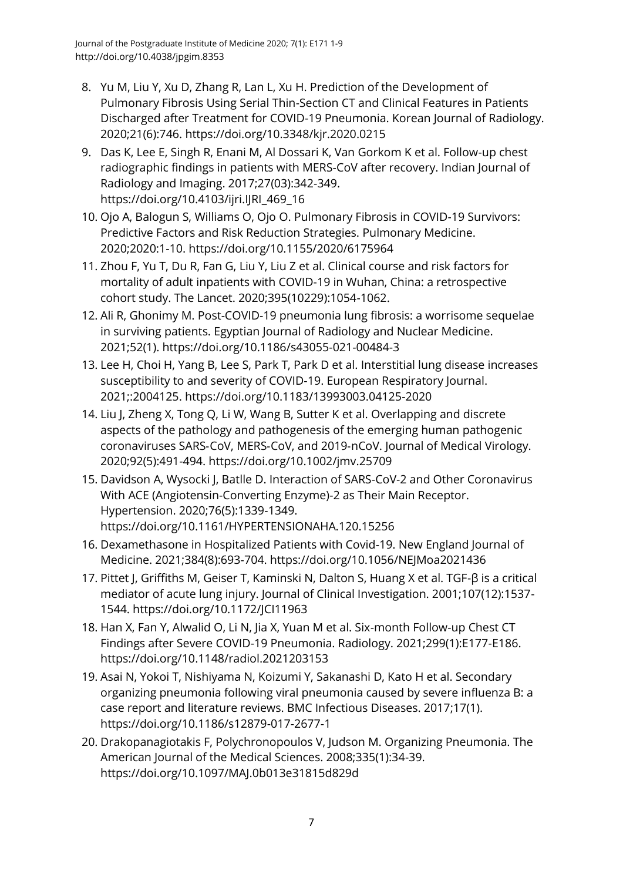8. Yu M, Liu Y, Xu D, Zhang R, Lan L, Xu H. Prediction of the Development of Pulmonary Fibrosis Using Serial Thin-Section CT and Clinical Features in Patients Discharged after Treatment for COVID-19 Pneumonia. Korean Journal of Radiology. 2020;21(6):746. https://doi.org/10.3348/kjr.2020.0215
9. Das K, Lee E, Singh R, Enani M, Al Dossari K, Van Gorkom K et al. Follow-up chest radiographic findings in patients with MERS-CoV after recovery. Indian Journal of Radiology and Imaging. 2017;27(03):342-349. https://doi.org/10.4103/ijri.IJRI_469_16
10. Ojo A, Balogun S, Williams O, Ojo O. Pulmonary Fibrosis in COVID-19 Survivors: Predictive Factors and Risk Reduction Strategies. Pulmonary Medicine. 2020;2020:1-10. https://doi.org/10.1155/2020/6175964
11. Zhou F, Yu T, Du R, Fan G, Liu Y, Liu Z et al. Clinical course and risk factors for mortality of adult inpatients with COVID-19 in Wuhan, China: a retrospective cohort study. The Lancet. 2020;395(10229):1054-1062.
12. Ali R, Ghonimy M. Post-COVID-19 pneumonia lung fibrosis: a worrisome sequelae in surviving patients. Egyptian Journal of Radiology and Nuclear Medicine. 2021;52(1). https://doi.org/10.1186/s43055-021-00484-3
13. Lee H, Choi H, Yang B, Lee S, Park T, Park D et al. Interstitial lung disease increases susceptibility to and severity of COVID-19. European Respiratory Journal. 2021;:2004125. https://doi.org/10.1183/13993003.04125-2020
14. Liu J, Zheng X, Tong Q, Li W, Wang B, Sutter K et al. Overlapping and discrete aspects of the pathology and pathogenesis of the emerging human pathogenic coronaviruses SARS-CoV, MERS-CoV, and 2019-nCoV. Journal of Medical Virology. 2020;92(5):491-494. https://doi.org/10.1002/jmv.25709
15. Davidson A, Wysocki J, Batlle D. Interaction of SARS-CoV-2 and Other Coronavirus With ACE (Angiotensin-Converting Enzyme)-2 as Their Main Receptor. Hypertension. 2020;76(5):1339-1349. https://doi.org/10.1161/HYPERTENSIONAHA.120.15256
16. Dexamethasone in Hospitalized Patients with Covid-19. New England Journal of Medicine. 2021;384(8):693-704. https://doi.org/10.1056/NEJMoa2021436
17. Pittet J, Griffiths M, Geiser T, Kaminski N, Dalton S, Huang X et al. TGF-β is a critical mediator of acute lung injury. Journal of Clinical Investigation. 2001;107(12):1537-1544. https://doi.org/10.1172/JCI11963
18. Han X, Fan Y, Alwalid O, Li N, Jia X, Yuan M et al. Six-month Follow-up Chest CT Findings after Severe COVID-19 Pneumonia. Radiology. 2021;299(1):E177-E186. https://doi.org/10.1148/radiol.2021203153
19. Asai N, Yokoi T, Nishiyama N, Koizumi Y, Sakanashi D, Kato H et al. Secondary organizing pneumonia following viral pneumonia caused by severe influenza B: a case report and literature reviews. BMC Infectious Diseases. 2017;17(1). https://doi.org/10.1186/s12879-017-2677-1
20. Drakopanagiotakis F, Polychronopoulos V, Judson M. Organizing Pneumonia. The American Journal of the Medical Sciences. 2008;335(1):34-39. https://doi.org/10.1097/MAJ.0b013e31815d829d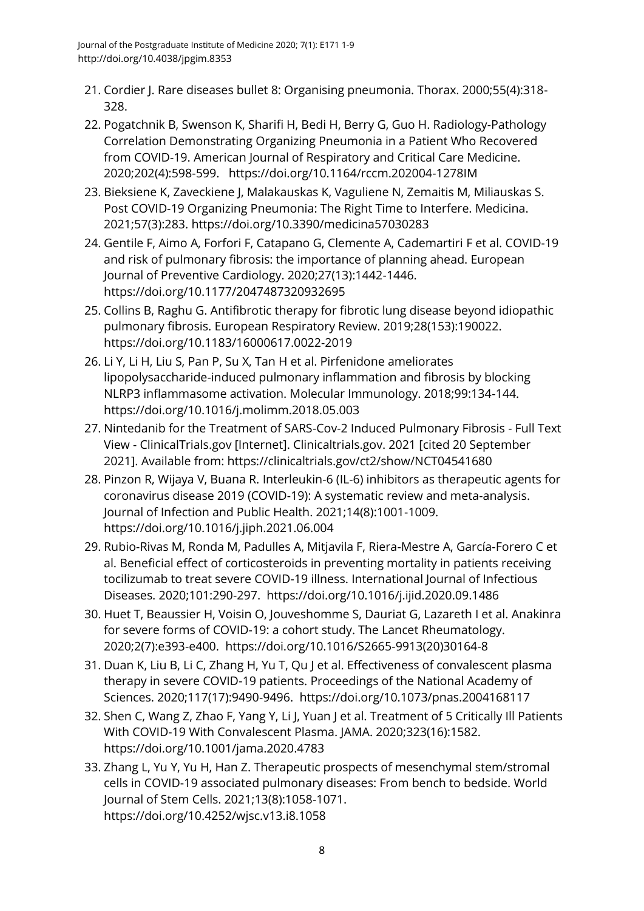21. Cordier J. Rare diseases bullet 8: Organising pneumonia. Thorax. 2000;55(4):318-328.
22. Pogatchnik B, Swenson K, Sharifi H, Bedi H, Berry G, Guo H. Radiology-Pathology Correlation Demonstrating Organizing Pneumonia in a Patient Who Recovered from COVID-19. American Journal of Respiratory and Critical Care Medicine. 2020;202(4):598-599. https://doi.org/10.1164/rccm.202004-1278IM
23. Bieksiene K, Zaveckiene J, Malakauskas K, Vaguliene N, Zemaitis M, Miliauskas S. Post COVID-19 Organizing Pneumonia: The Right Time to Interfere. Medicina. 2021;57(3):283. https://doi.org/10.3390/medicina57030283
24. Gentile F, Aimo A, Forfori F, Catapano G, Clemente A, Cademartiri F et al. COVID-19 and risk of pulmonary fibrosis: the importance of planning ahead. European Journal of Preventive Cardiology. 2020;27(13):1442-1446. https://doi.org/10.1177/2047487320932695
25. Collins B, Raghu G. Antifibrotic therapy for fibrotic lung disease beyond idiopathic pulmonary fibrosis. European Respiratory Review. 2019;28(153):190022. https://doi.org/10.1183/16000617.0022-2019
26. Li Y, Li H, Liu S, Pan P, Su X, Tan H et al. Pirfenidone ameliorates lipopolysaccharide-induced pulmonary inflammation and fibrosis by blocking NLRP3 inflammasome activation. Molecular Immunology. 2018;99:134-144. https://doi.org/10.1016/j.molimm.2018.05.003
27. Nintedanib for the Treatment of SARS-Cov-2 Induced Pulmonary Fibrosis - Full Text View - ClinicalTrials.gov [Internet]. Clinicaltrials.gov. 2021 [cited 20 September 2021]. Available from: https://clinicaltrials.gov/ct2/show/NCT04541680
28. Pinzon R, Wijaya V, Buana R. Interleukin-6 (IL-6) inhibitors as therapeutic agents for coronavirus disease 2019 (COVID-19): A systematic review and meta-analysis. Journal of Infection and Public Health. 2021;14(8):1001-1009. https://doi.org/10.1016/j.jiph.2021.06.004
29. Rubio-Rivas M, Ronda M, Padulles A, Mitjavila F, Riera-Mestre A, García-Forero C et al. Beneficial effect of corticosteroids in preventing mortality in patients receiving tocilizumab to treat severe COVID-19 illness. International Journal of Infectious Diseases. 2020;101:290-297. https://doi.org/10.1016/j.ijid.2020.09.1486
30. Huet T, Beaussier H, Voisin O, Jouveshomme S, Dauriat G, Lazareth I et al. Anakinra for severe forms of COVID-19: a cohort study. The Lancet Rheumatology. 2020;2(7):e393-e400. https://doi.org/10.1016/S2665-9913(20)30164-8
31. Duan K, Liu B, Li C, Zhang H, Yu T, Qu J et al. Effectiveness of convalescent plasma therapy in severe COVID-19 patients. Proceedings of the National Academy of Sciences. 2020;117(17):9490-9496. https://doi.org/10.1073/pnas.2004168117
32. Shen C, Wang Z, Zhao F, Yang Y, Li J, Yuan J et al. Treatment of 5 Critically Ill Patients With COVID-19 With Convalescent Plasma. JAMA. 2020;323(16):1582. https://doi.org/10.1001/jama.2020.4783
33. Zhang L, Yu Y, Yu H, Han Z. Therapeutic prospects of mesenchymal stem/stromal cells in COVID-19 associated pulmonary diseases: From bench to bedside. World Journal of Stem Cells. 2021;13(8):1058-1071. https://doi.org/10.4252/wjsc.v13.i8.1058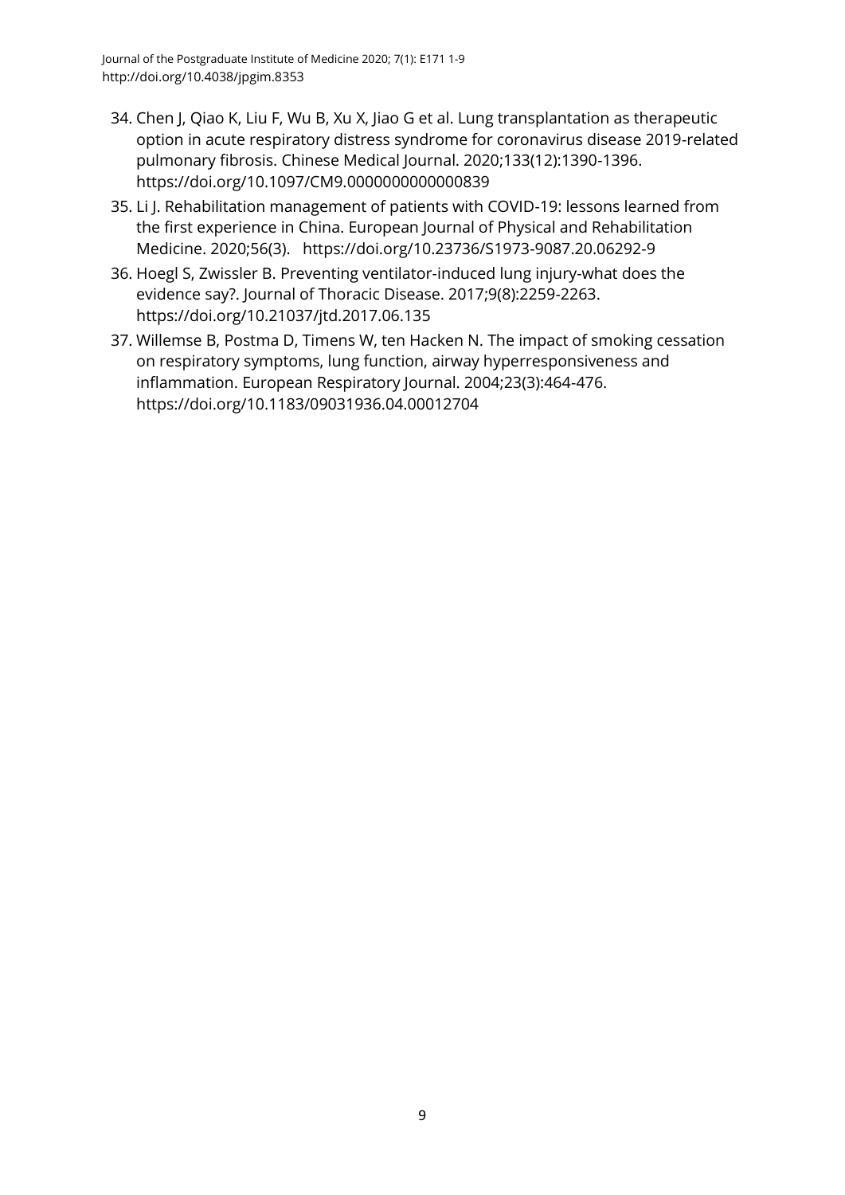34. Chen J, Qiao K, Liu F, Wu B, Xu X, Jiao G et al. Lung transplantation as therapeutic option in acute respiratory distress syndrome for coronavirus disease 2019-related pulmonary fibrosis. Chinese Medical Journal. 2020;133(12):1390-1396. https://doi.org/10.1097/CM9.0000000000000839
35. Li J. Rehabilitation management of patients with COVID-19: lessons learned from the first experience in China. European Journal of Physical and Rehabilitation Medicine. 2020;56(3). https://doi.org/10.23736/S1973-9087.20.06292-9
36. Hoegl S, Zwissler B. Preventing ventilator-induced lung injury-what does the evidence say?. Journal of Thoracic Disease. 2017;9(8):2259-2263. https://doi.org/10.21037/jtd.2017.06.135
37. Willemse B, Postma D, Timens W, ten Hacken N. The impact of smoking cessation on respiratory symptoms, lung function, airway hyperresponsiveness and inflammation. European Respiratory Journal. 2004;23(3):464-476. https://doi.org/10.1183/09031936.04.00012704